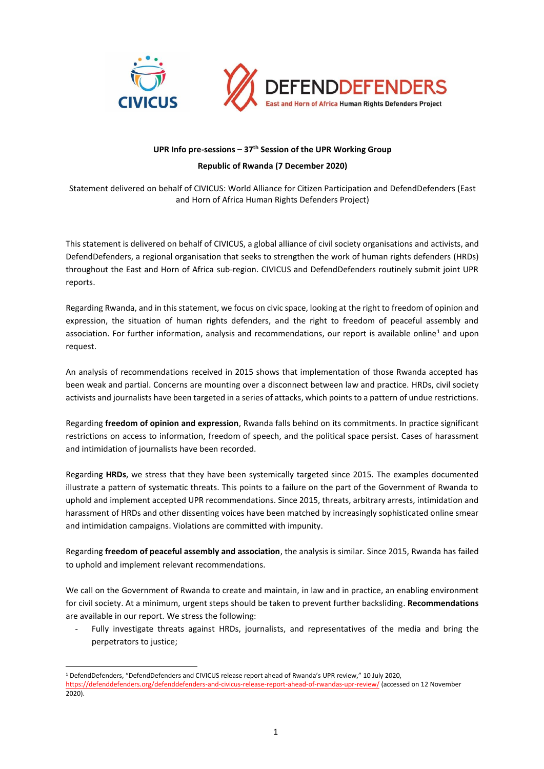**UPR Info pre-sessions – 37th Session of the UPR Working Group**

**Republic of Rwanda (7 December 2020)**

Statement delivered on behalf of CIVICUS: World Alliance for Citizen Participation and DefendDefenders (East and Horn of Africa Human Rights Defenders Project)

This statement is delivered on behalf of CIVICUS, a global alliance of civil society organisations and activists, and DefendDefenders, a regional organisation that seeks to strengthen the work of human rights defenders (HRDs) throughout the East and Horn of Africa sub-region. CIVICUS and DefendDefenders routinely submit joint UPR reports.

Regarding Rwanda, and in this statement, we focus on civic space, looking at the right to freedom of opinion and expression, the situation of human rights defenders, and the right to freedom of peaceful assembly and association. For further information, analysis and recommendations, our report is available online[1] and upon request.

An analysis of recommendations received in 2015 shows that implementation of those Rwanda accepted has been weak and partial. Concerns are mounting over a disconnect between law and practice. HRDs, civil society activists and journalists have been targeted in a series of attacks, which points to a pattern of undue restrictions.

Regarding **freedom of opinion and expression**, Rwanda falls behind on its commitments. In practice significant restrictions on access to information, freedom of speech, and the political space persist. Cases of harassment and intimidation of journalists have been recorded.

Regarding **HRDs**, we stress that they have been systemically targeted since 2015. The examples documented illustrate a pattern of systematic threats. This points to a failure on the part of the Government of Rwanda to uphold and implement accepted UPR recommendations. Since 2015, threats, arbitrary arrests, intimidation and harassment of HRDs and other dissenting voices have been matched by increasingly sophisticated online smear and intimidation campaigns. Violations are committed with impunity.

Regarding **freedom of peaceful assembly and association**, the analysis is similar. Since 2015, Rwanda has failed to uphold and implement relevant recommendations.

We call on the Government of Rwanda to create and maintain, in law and in practice, an enabling environment for civil society. At a minimum, urgent steps should be taken to prevent further backsliding. **Recommendations** are available in our report. We stress the following:

- Fully investigate threats against HRDs, journalists, and representatives of the media and bring the perpetrators to justice;

[1] DefendDefenders, "DefendDefenders and CIVICUS release report ahead of Rwanda's UPR review," 10 July 2020, https://defenddefenders.org/defenddefenders-and-civicus-release-report-ahead-of-rwandas-upr-review/ (accessed on 12 November 2020).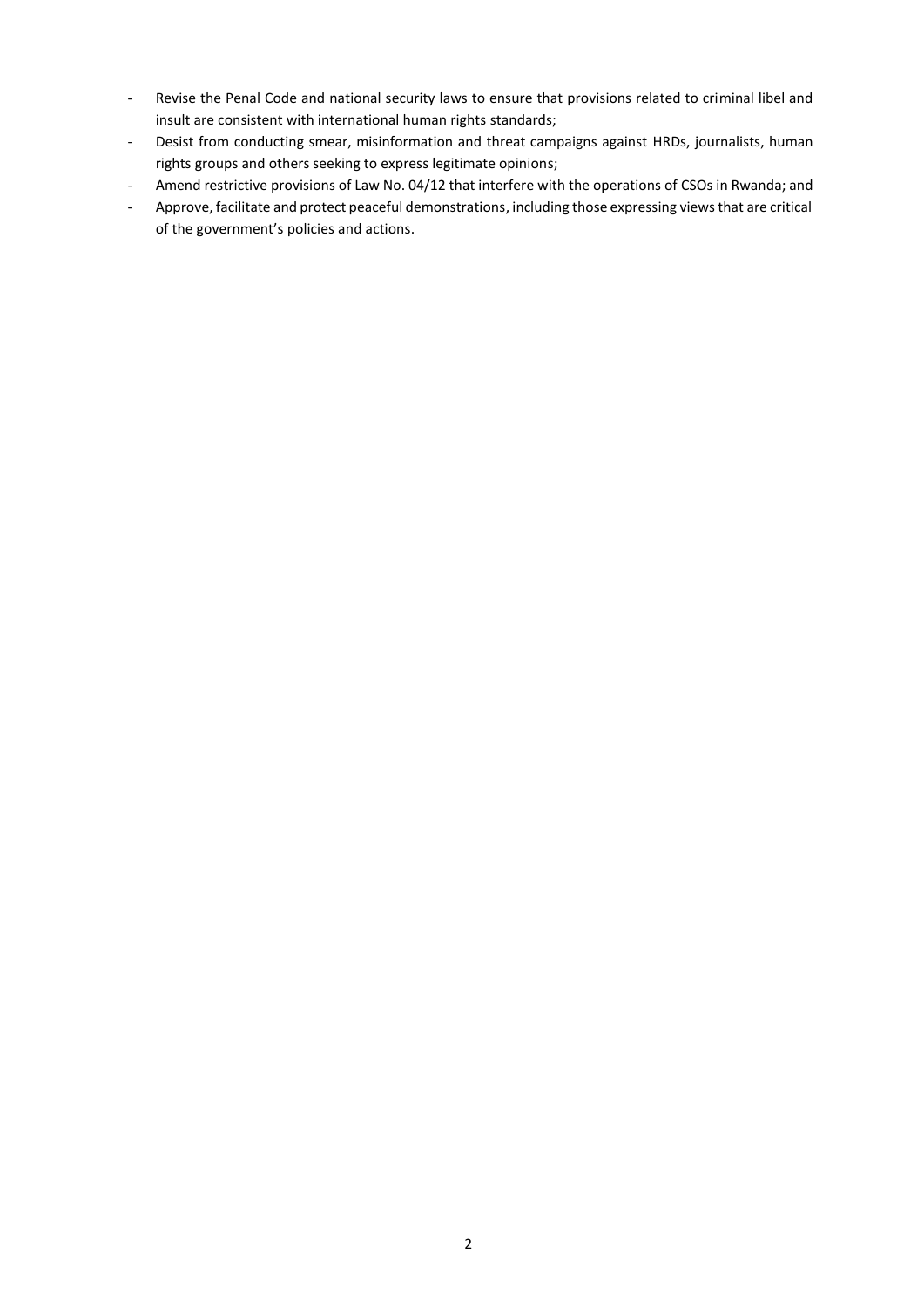- Revise the Penal Code and national security laws to ensure that provisions related to criminal libel and insult are consistent with international human rights standards;
- Desist from conducting smear, misinformation and threat campaigns against HRDs, journalists, human rights groups and others seeking to express legitimate opinions;
- Amend restrictive provisions of Law No. 04/12 that interfere with the operations of CSOs in Rwanda; and
- Approve, facilitate and protect peaceful demonstrations, including those expressing views that are critical of the government's policies and actions.